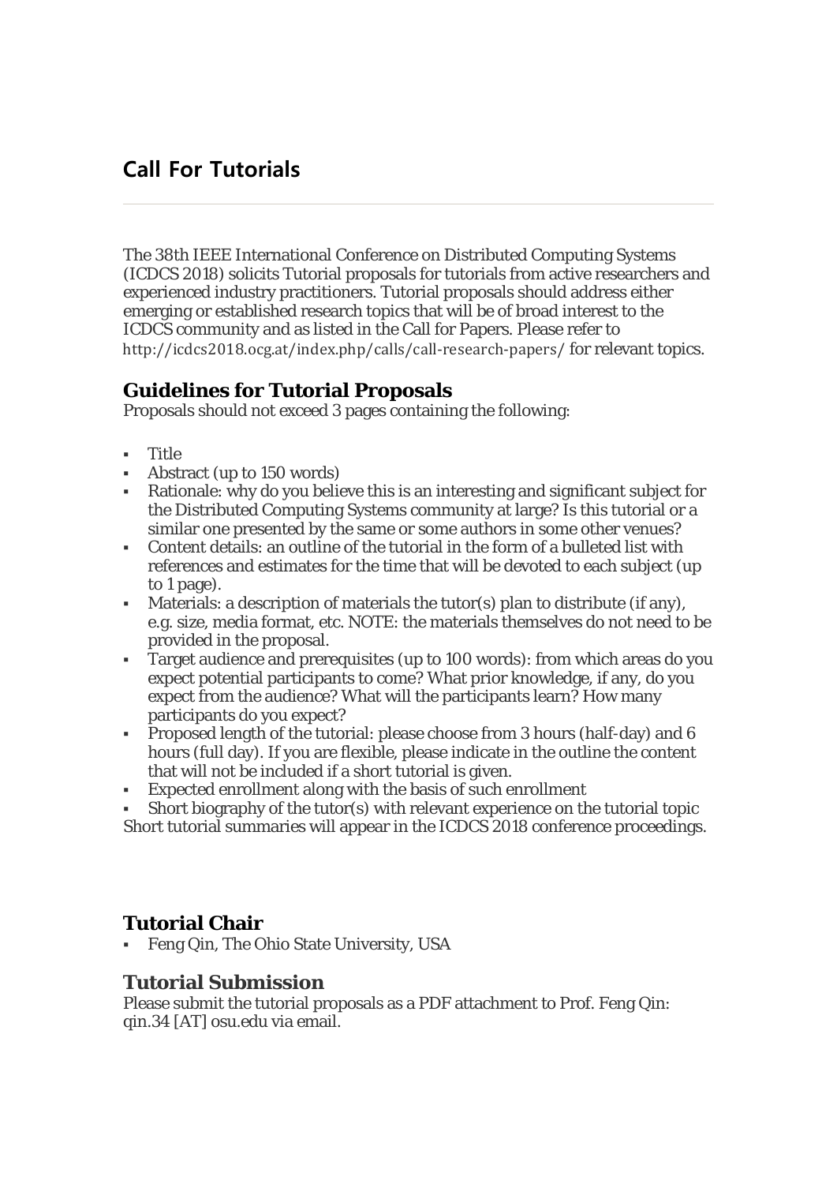# Call For Tutorials

The 38th IEEE International Conference on Distributed Computing Systems (ICDCS 2018) solicits Tutorial proposals for tutorials from active researchers and experienced industry practitioners. Tutorial proposals should address either emerging or established research topics that will be of broad interest to the ICDCS community and as listed in the Call for Papers. Please refer to http://icdcs2018.ocg.at/index.php/calls/call-research-papers/ for relevant topics.

## Guidelines for Tutorial Proposals

Proposals should not exceed 3 pages containing the following:

- Title
- Abstract (up to 150 words)
- Rationale: why do you believe this is an interesting and significant subject for the Distributed Computing Systems community at large? Is this tutorial or a similar one presented by the same or some authors in some other venues?
- Content details: an outline of the tutorial in the form of a bulleted list with references and estimates for the time that will be devoted to each subject (up to 1 page).
- Materials: a description of materials the tutor(s) plan to distribute (if any), e.g. size, media format, etc. NOTE: the materials themselves do not need to be provided in the proposal.
- Target audience and prerequisites (up to 100 words): from which areas do you expect potential participants to come? What prior knowledge, if any, do you expect from the audience? What will the participants learn? How many participants do you expect?
- Proposed length of the tutorial: please choose from 3 hours (half-day) and 6 hours (full day). If you are flexible, please indicate in the outline the content that will not be included if a short tutorial is given.
- Expected enrollment along with the basis of such enrollment
- Short biography of the tutor(s) with relevant experience on the tutorial topic

Short tutorial summaries will appear in the ICDCS 2018 conference proceedings.

## Tutorial Chair

- Feng Qin, The Ohio State University, USA

## Tutorial Submission

Please submit the tutorial proposals as a PDF attachment to Prof. Feng Qin: qin.34 [AT] osu.edu via email.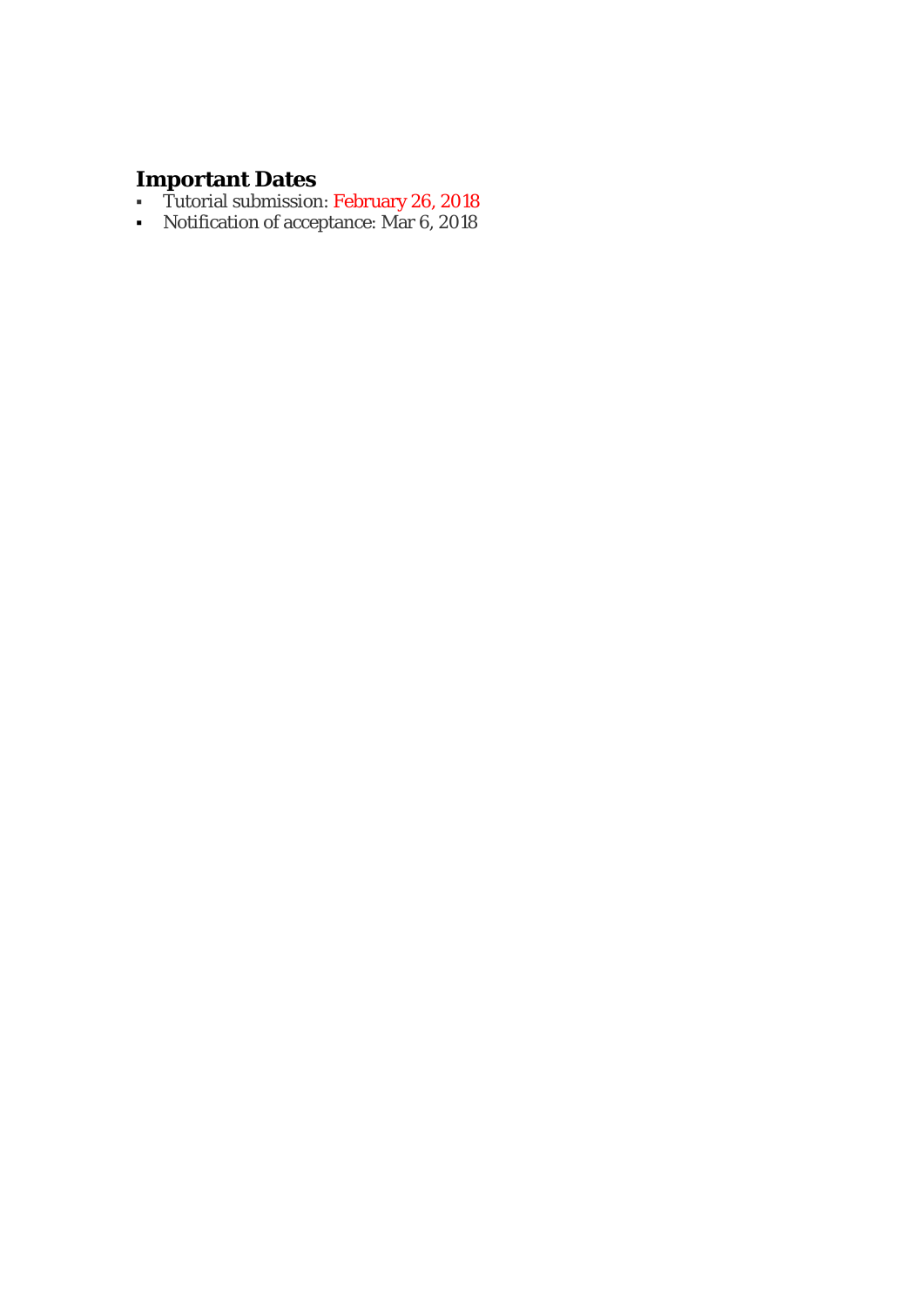## Important Dates

- Tutorial submission: February 26, 2018
- Notification of acceptance: Mar 6, 2018